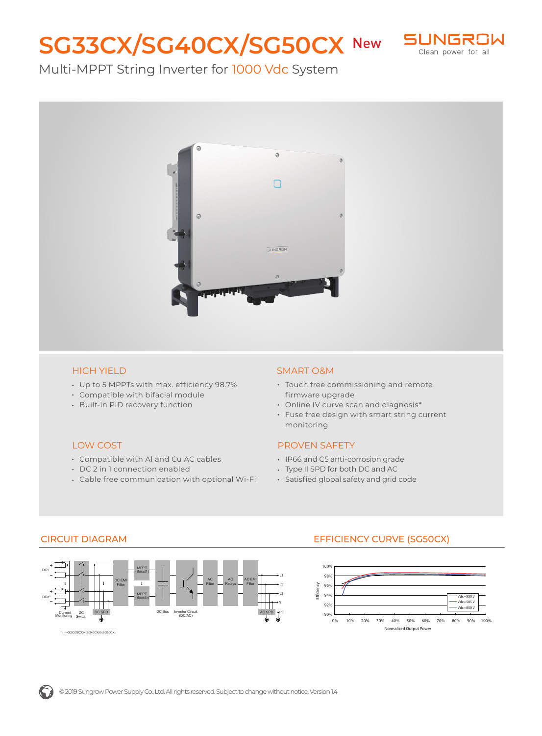# SG33CX/SG40CX/SG50CX New

SUNGROW
Clean power for all

Multi-MPPT String Inverter for 1000 Vdc System

## HIGH YIELD

- Up to 5 MPPTs with max. efficiency 98.7%
- Compatible with bifacial module
- Built-in PID recovery function

## SMART O&M

- Touch free commissioning and remote firmware upgrade
- Online IV curve scan and diagnosis*
- Fuse free design with smart string current monitoring

## LOW COST

- Compatible with Al and Cu AC cables
- DC 2 in 1 connection enabled
- Cable free communication with optional Wi-Fi

## PROVEN SAFETY

- IP66 and C5 anti-corrosion grade
- Type II SPD for both DC and AC
- Satisfied global safety and grid code

## CIRCUIT DIAGRAM

*: n=3(SG33CX)/4(SG40CX)/5(SG50CX)

## EFFICIENCY CURVE (SG50CX)

© 2019 Sungrow Power Supply Co., Ltd. All rights reserved. Subject to change without notice. Version 1.4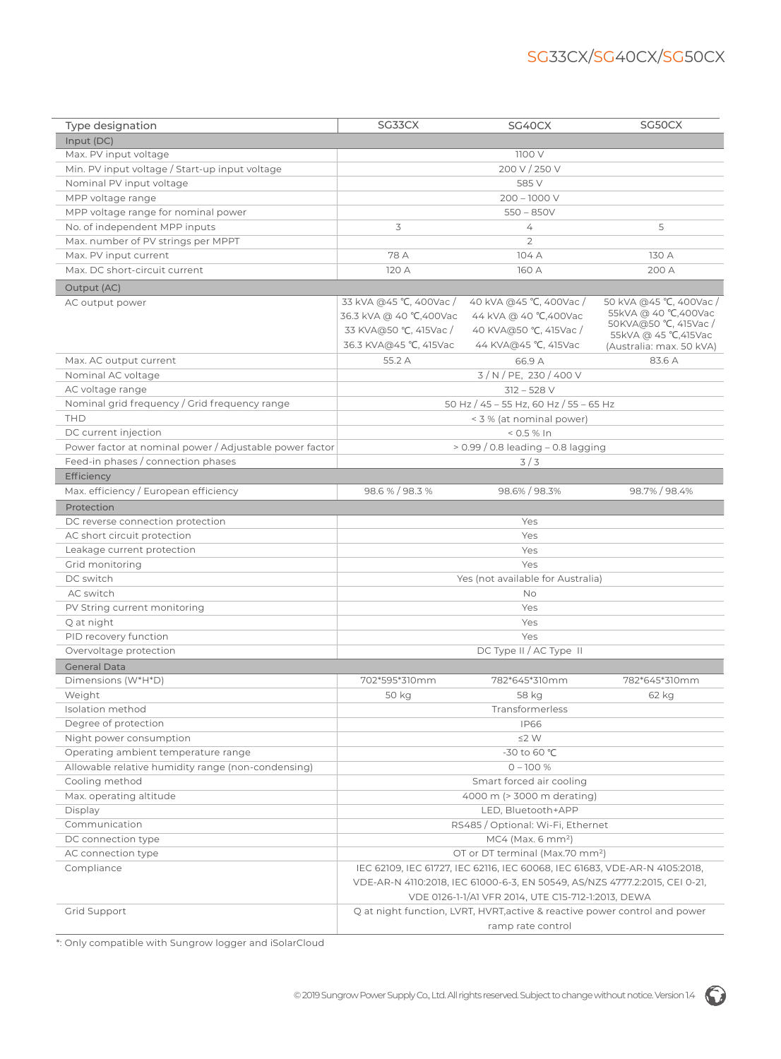# SG33CX/SG40CX/SG50CX

| Type designation | SG33CX | SG40CX | SG50CX |
|---|---|---|---|
| **Input (DC)** | | | |
| Max. PV input voltage | 1100 V | | |
| Min. PV input voltage / Start-up input voltage | 200 V / 250 V | | |
| Nominal PV input voltage | 585 V | | |
| MPP voltage range | 200 – 1000 V | | |
| MPP voltage range for nominal power | 550 – 850V | | |
| No. of independent MPP inputs | 3 | 4 | 5 |
| Max. number of PV strings per MPPT | 2 | | |
| Max. PV input current | 78 A | 104 A | 130 A |
| Max. DC short-circuit current | 120 A | 160 A | 200 A |
| **Output (AC)** | | | |
| AC output power | 33 kVA @45 ℃, 400Vac / 36.3 kVA @ 40 ℃,400Vac 33 KVA@50 ℃, 415Vac / 36.3 KVA@45 ℃, 415Vac | 40 kVA @45 ℃, 400Vac / 44 kVA @ 40 ℃,400Vac 40 KVA@50 ℃, 415Vac / 44 KVA@45 ℃, 415Vac | 50 kVA @45 ℃, 400Vac / 55kVA @ 40 ℃,400Vac 50KVA@50 ℃, 415Vac / 55kVA @ 45 ℃,415Vac (Australia: max. 50 kVA) |
| Max. AC output current | 55.2 A | 66.9 A | 83.6 A |
| Nominal AC voltage | 3 / N / PE, 230 / 400 V | | |
| AC voltage range | 312 – 528 V | | |
| Nominal grid frequency / Grid frequency range | 50 Hz / 45 – 55 Hz, 60 Hz / 55 – 65 Hz | | |
| THD | < 3 % (at nominal power) | | |
| DC current injection | < 0.5 % In | | |
| Power factor at nominal power / Adjustable power factor | > 0.99 / 0.8 leading – 0.8 lagging | | |
| Feed-in phases / connection phases | 3 / 3 | | |
| **Efficiency** | | | |
| Max. efficiency / European efficiency | 98.6 % / 98.3 % | 98.6% / 98.3% | 98.7% / 98.4% |
| **Protection** | | | |
| DC reverse connection protection | Yes | | |
| AC short circuit protection | Yes | | |
| Leakage current protection | Yes | | |
| Grid monitoring | Yes | | |
| DC switch | Yes (not available for Australia) | | |
| AC switch | No | | |
| PV String current monitoring | Yes | | |
| Q at night | Yes | | |
| PID recovery function | Yes | | |
| Overvoltage protection | DC Type II / AC Type II | | |
| **General Data** | | | |
| Dimensions (W*H*D) | 702*595*310mm | 782*645*310mm | 782*645*310mm |
| Weight | 50 kg | 58 kg | 62 kg |
| Isolation method | Transformerless | | |
| Degree of protection | IP66 | | |
| Night power consumption | ≤2 W | | |
| Operating ambient temperature range | -30 to 60 ℃ | | |
| Allowable relative humidity range (non-condensing) | 0 – 100 % | | |
| Cooling method | Smart forced air cooling | | |
| Max. operating altitude | 4000 m (> 3000 m derating) | | |
| Display | LED, Bluetooth+APP | | |
| Communication | RS485 / Optional: Wi-Fi, Ethernet | | |
| DC connection type | MC4 (Max. 6 mm²) | | |
| AC connection type | OT or DT terminal (Max.70 mm²) | | |
| Compliance | IEC 62109, IEC 61727, IEC 62116, IEC 60068, IEC 61683, VDE-AR-N 4105:2018, VDE-AR-N 4110:2018, IEC 61000-6-3, EN 50549, AS/NZS 4777.2:2015, CEI 0-21, VDE 0126-1-1/A1 VFR 2014, UTE C15-712-1:2013, DEWA | | |
| Grid Support | Q at night function, LVRT, HVRT,active & reactive power control and power ramp rate control | | |

*: Only compatible with Sungrow logger and iSolarCloud

© 2019 Sungrow Power Supply Co., Ltd. All rights reserved. Subject to change without notice. Version 1.4